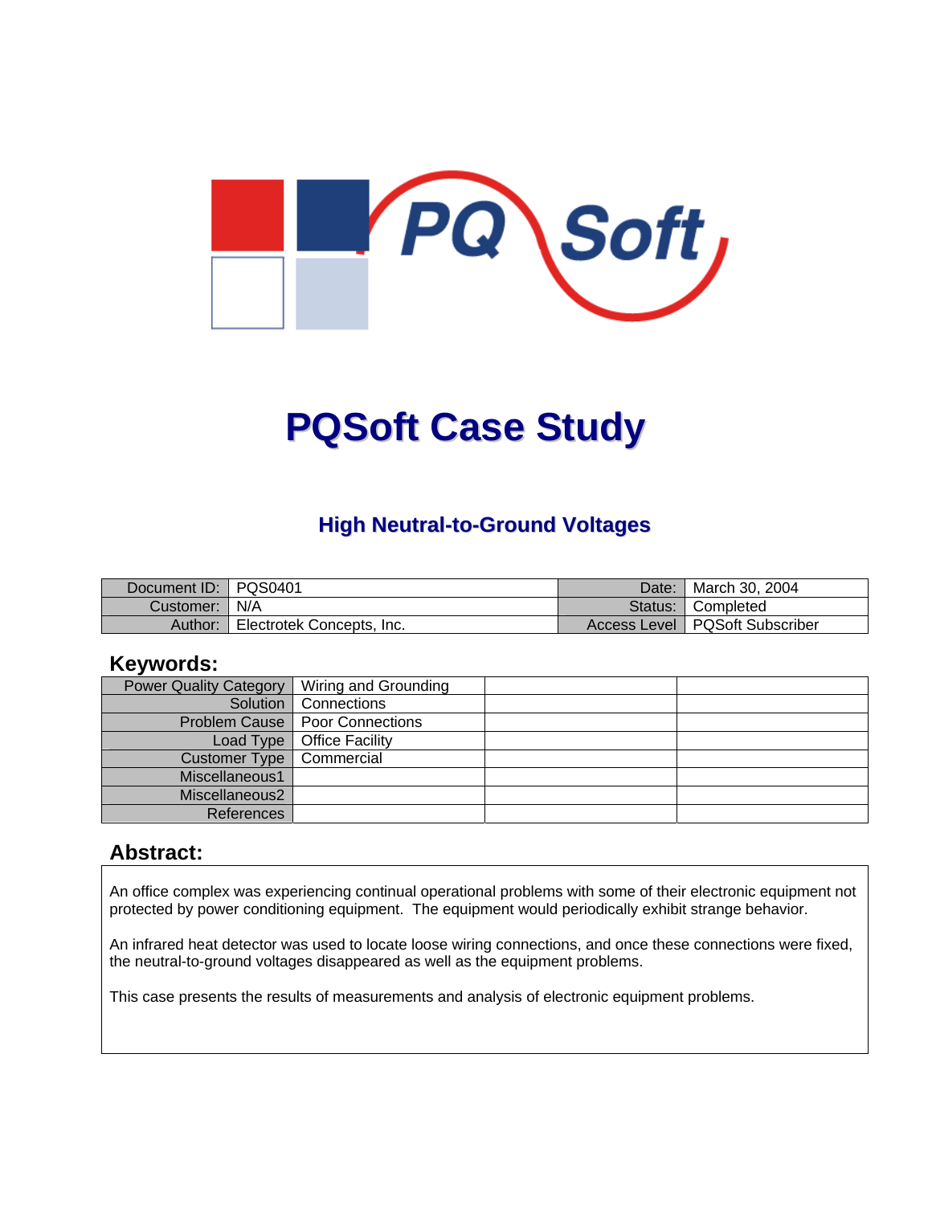# PQSoft Case Study

## High Neutral-to-Ground Voltages

| Document ID: | PQS0401 | Date: | March 30, 2004 |
|---|---|---|---|
| Customer: | N/A | Status: | Completed |
| Author: | Electrotek Concepts, Inc. | Access Level | PQSoft Subscriber |

## Keywords:

| | | | |
|---|---|---|---|
| Power Quality Category | Wiring and Grounding | | |
| Solution | Connections | | |
| Problem Cause | Poor Connections | | |
| Load Type | Office Facility | | |
| Customer Type | Commercial | | |
| Miscellaneous1 | | | |
| Miscellaneous2 | | | |
| References | | | |

## Abstract:

An office complex was experiencing continual operational problems with some of their electronic equipment not protected by power conditioning equipment. The equipment would periodically exhibit strange behavior.

An infrared heat detector was used to locate loose wiring connections, and once these connections were fixed, the neutral-to-ground voltages disappeared as well as the equipment problems.

This case presents the results of measurements and analysis of electronic equipment problems.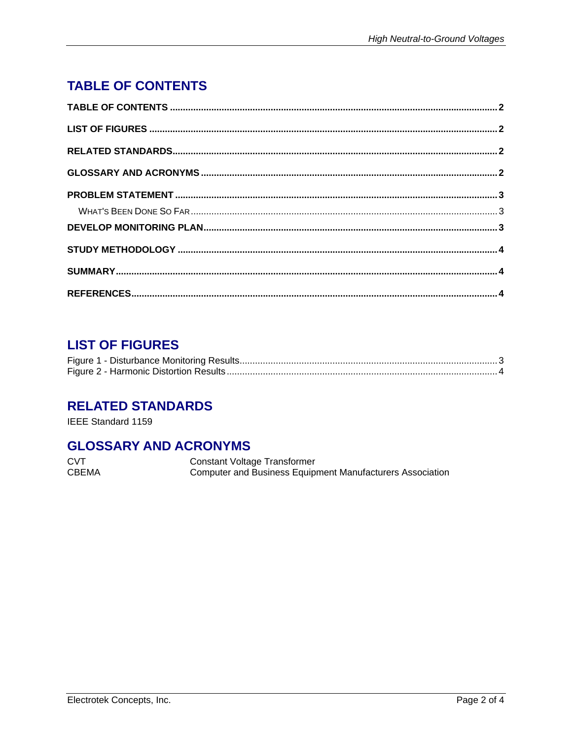## TABLE OF CONTENTS

**TABLE OF CONTENTS** ............ **2**

**LIST OF FIGURES** ............ **2**

**RELATED STANDARDS** ............ **2**

**GLOSSARY AND ACRONYMS** ............ **2**

**PROBLEM STATEMENT** ............ **3**

WHAT'S BEEN DONE SO FAR ............ 3

**DEVELOP MONITORING PLAN** ............ **3**

**STUDY METHODOLOGY** ............ **4**

**SUMMARY** ............ **4**

**REFERENCES** ............ **4**

## LIST OF FIGURES

Figure 1 - Disturbance Monitoring Results ............ 3
Figure 2 - Harmonic Distortion Results ............ 4

## RELATED STANDARDS

IEEE Standard 1159

## GLOSSARY AND ACRONYMS

| | |
|---|---|
| CVT | Constant Voltage Transformer |
| CBEMA | Computer and Business Equipment Manufacturers Association |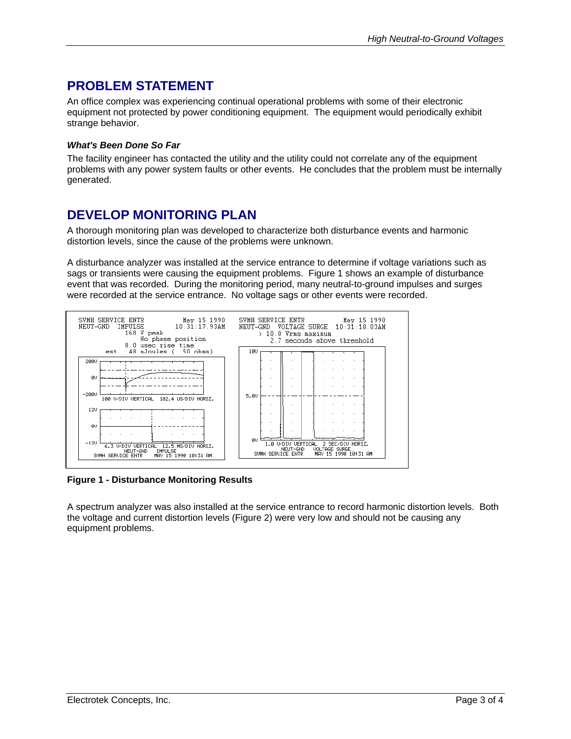## PROBLEM STATEMENT

An office complex was experiencing continual operational problems with some of their electronic equipment not protected by power conditioning equipment. The equipment would periodically exhibit strange behavior.

#### *What's Been Done So Far*

The facility engineer has contacted the utility and the utility could not correlate any of the equipment problems with any power system faults or other events. He concludes that the problem must be internally generated.

## DEVELOP MONITORING PLAN

A thorough monitoring plan was developed to characterize both disturbance events and harmonic distortion levels, since the cause of the problems were unknown.

A disturbance analyzer was installed at the service entrance to determine if voltage variations such as sags or transients were causing the equipment problems. Figure 1 shows an example of disturbance event that was recorded. During the monitoring period, many neutral-to-ground impulses and surges were recorded at the service entrance. No voltage sags or other events were recorded.

**Figure 1 - Disturbance Monitoring Results**

A spectrum analyzer was also installed at the service entrance to record harmonic distortion levels. Both the voltage and current distortion levels (Figure 2) were very low and should not be causing any equipment problems.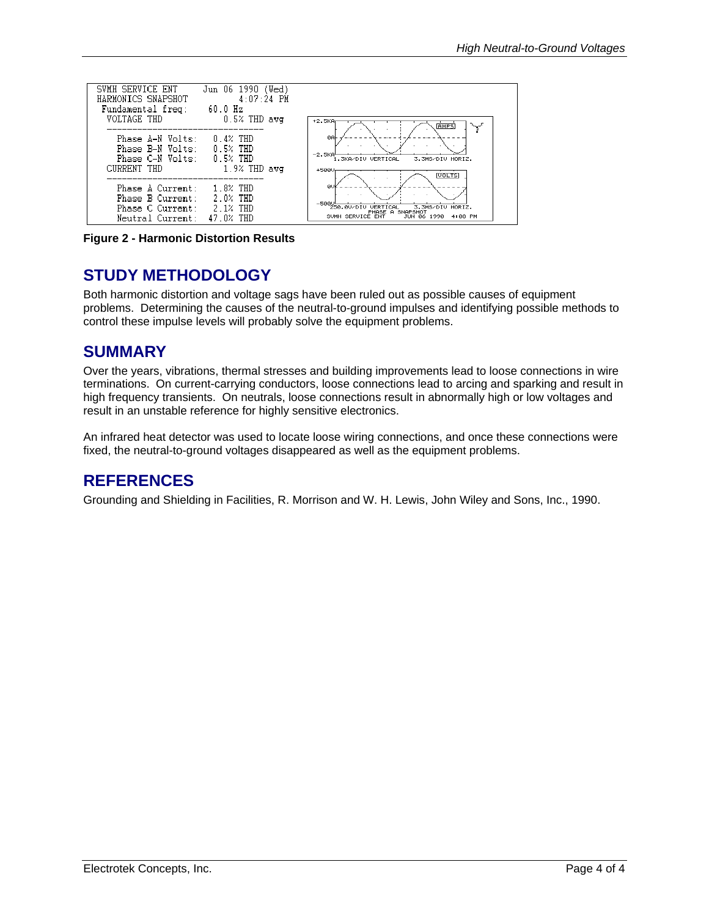SVMH SERVICE ENT Jun 06 1990 (Wed)
HARMONICS SNAPSHOT 4:07:24 PM
Fundamental freq: 60.0 Hz
VOLTAGE THD 0.5% THD avg

Phase A-N Volts: 0.4% THD
Phase B-N Volts: 0.5% THD
Phase C-N Volts: 0.5% THD
CURRENT THD 1.9% THD avg

Phase A Current: 1.8% THD
Phase B Current: 2.0% THD
Phase C Current: 2.1% THD
Neutral Current: 47.0% THD

+2.5KA
0A
-2.5KA
AMPS
1.3KA/DIV VERTICAL 3.3MS/DIV HORIZ.
+500V
0V
-500V
VOLTS
250.0V/DIV VERTICAL 3.3MS/DIV HORIZ.
PHASE A SNAPSHOT
SVMH SERVICE ENT JUN 06 1990 4:08 PM

**Figure 2 - Harmonic Distortion Results**

## STUDY METHODOLOGY

Both harmonic distortion and voltage sags have been ruled out as possible causes of equipment problems. Determining the causes of the neutral-to-ground impulses and identifying possible methods to control these impulse levels will probably solve the equipment problems.

## SUMMARY

Over the years, vibrations, thermal stresses and building improvements lead to loose connections in wire terminations. On current-carrying conductors, loose connections lead to arcing and sparking and result in high frequency transients. On neutrals, loose connections result in abnormally high or low voltages and result in an unstable reference for highly sensitive electronics.

An infrared heat detector was used to locate loose wiring connections, and once these connections were fixed, the neutral-to-ground voltages disappeared as well as the equipment problems.

## REFERENCES

Grounding and Shielding in Facilities, R. Morrison and W. H. Lewis, John Wiley and Sons, Inc., 1990.